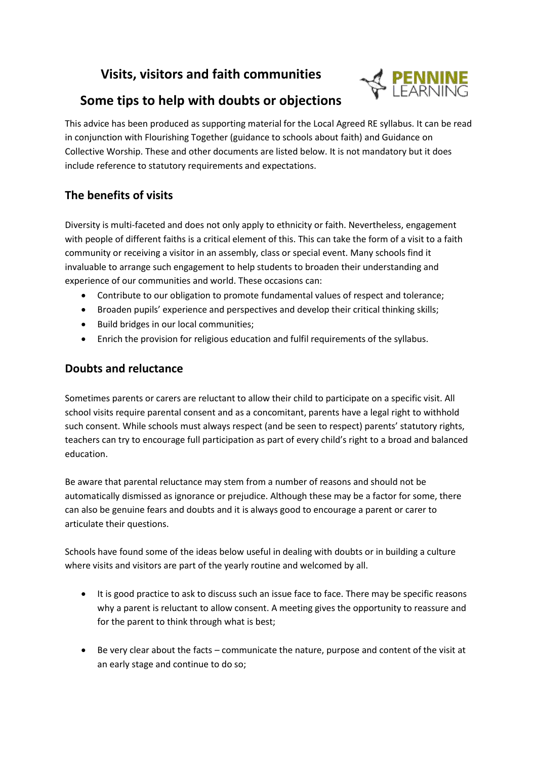# Visits, visitors and faith communities

# Some tips to help with doubts or objections

This advice has been produced as supporting material for the Local Agreed RE syllabus. It can be read in conjunction with Flourishing Together (guidance to schools about faith) and Guidance on Collective Worship. These and other documents are listed below. It is not mandatory but it does include reference to statutory requirements and expectations.

## The benefits of visits

Diversity is multi-faceted and does not only apply to ethnicity or faith. Nevertheless, engagement with people of different faiths is a critical element of this. This can take the form of a visit to a faith community or receiving a visitor in an assembly, class or special event. Many schools find it invaluable to arrange such engagement to help students to broaden their understanding and experience of our communities and world. These occasions can:

- Contribute to our obligation to promote fundamental values of respect and tolerance;
- Broaden pupils' experience and perspectives and develop their critical thinking skills;
- Build bridges in our local communities;
- Enrich the provision for religious education and fulfil requirements of the syllabus.

## Doubts and reluctance

Sometimes parents or carers are reluctant to allow their child to participate on a specific visit. All school visits require parental consent and as a concomitant, parents have a legal right to withhold such consent. While schools must always respect (and be seen to respect) parents' statutory rights, teachers can try to encourage full participation as part of every child's right to a broad and balanced education.

Be aware that parental reluctance may stem from a number of reasons and should not be automatically dismissed as ignorance or prejudice. Although these may be a factor for some, there can also be genuine fears and doubts and it is always good to encourage a parent or carer to articulate their questions.

Schools have found some of the ideas below useful in dealing with doubts or in building a culture where visits and visitors are part of the yearly routine and welcomed by all.

- It is good practice to ask to discuss such an issue face to face. There may be specific reasons why a parent is reluctant to allow consent. A meeting gives the opportunity to reassure and for the parent to think through what is best;
- Be very clear about the facts – communicate the nature, purpose and content of the visit at an early stage and continue to do so;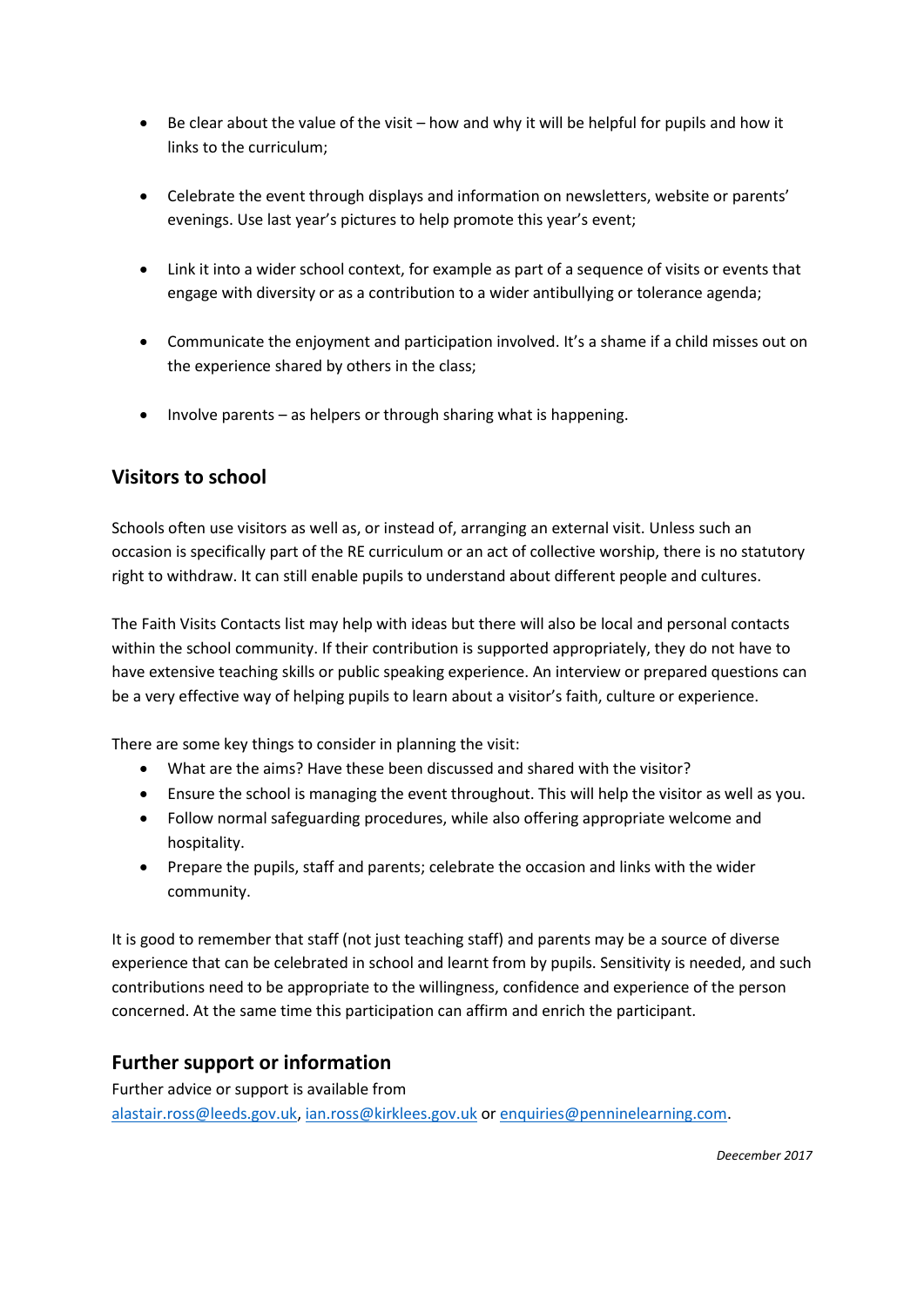- Be clear about the value of the visit – how and why it will be helpful for pupils and how it links to the curriculum;
- Celebrate the event through displays and information on newsletters, website or parents' evenings. Use last year's pictures to help promote this year's event;
- Link it into a wider school context, for example as part of a sequence of visits or events that engage with diversity or as a contribution to a wider antibullying or tolerance agenda;
- Communicate the enjoyment and participation involved. It's a shame if a child misses out on the experience shared by others in the class;
- Involve parents – as helpers or through sharing what is happening.

## Visitors to school

Schools often use visitors as well as, or instead of, arranging an external visit. Unless such an occasion is specifically part of the RE curriculum or an act of collective worship, there is no statutory right to withdraw. It can still enable pupils to understand about different people and cultures.

The Faith Visits Contacts list may help with ideas but there will also be local and personal contacts within the school community. If their contribution is supported appropriately, they do not have to have extensive teaching skills or public speaking experience. An interview or prepared questions can be a very effective way of helping pupils to learn about a visitor's faith, culture or experience.

There are some key things to consider in planning the visit:

- What are the aims? Have these been discussed and shared with the visitor?
- Ensure the school is managing the event throughout. This will help the visitor as well as you.
- Follow normal safeguarding procedures, while also offering appropriate welcome and hospitality.
- Prepare the pupils, staff and parents; celebrate the occasion and links with the wider community.

It is good to remember that staff (not just teaching staff) and parents may be a source of diverse experience that can be celebrated in school and learnt from by pupils. Sensitivity is needed, and such contributions need to be appropriate to the willingness, confidence and experience of the person concerned. At the same time this participation can affirm and enrich the participant.

## Further support or information

Further advice or support is available from
alastair.ross@leeds.gov.uk, ian.ross@kirklees.gov.uk or enquiries@penninelearning.com.

*Deecember 2017*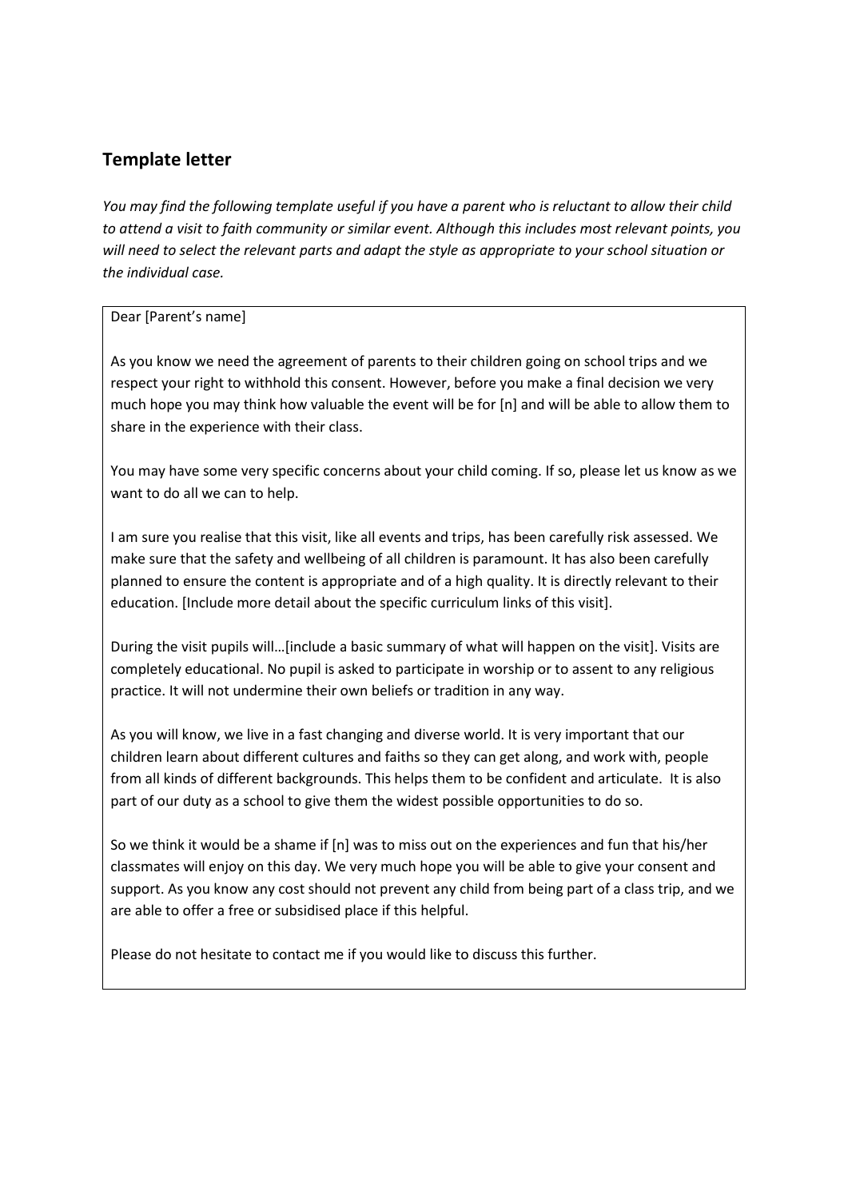## Template letter

*You may find the following template useful if you have a parent who is reluctant to allow their child to attend a visit to faith community or similar event. Although this includes most relevant points, you will need to select the relevant parts and adapt the style as appropriate to your school situation or the individual case.*

Dear [Parent's name]

As you know we need the agreement of parents to their children going on school trips and we respect your right to withhold this consent. However, before you make a final decision we very much hope you may think how valuable the event will be for [n] and will be able to allow them to share in the experience with their class.

You may have some very specific concerns about your child coming. If so, please let us know as we want to do all we can to help.

I am sure you realise that this visit, like all events and trips, has been carefully risk assessed. We make sure that the safety and wellbeing of all children is paramount. It has also been carefully planned to ensure the content is appropriate and of a high quality. It is directly relevant to their education. [Include more detail about the specific curriculum links of this visit].

During the visit pupils will…[include a basic summary of what will happen on the visit]. Visits are completely educational. No pupil is asked to participate in worship or to assent to any religious practice. It will not undermine their own beliefs or tradition in any way.

As you will know, we live in a fast changing and diverse world. It is very important that our children learn about different cultures and faiths so they can get along, and work with, people from all kinds of different backgrounds. This helps them to be confident and articulate. It is also part of our duty as a school to give them the widest possible opportunities to do so.

So we think it would be a shame if [n] was to miss out on the experiences and fun that his/her classmates will enjoy on this day. We very much hope you will be able to give your consent and support. As you know any cost should not prevent any child from being part of a class trip, and we are able to offer a free or subsidised place if this helpful.

Please do not hesitate to contact me if you would like to discuss this further.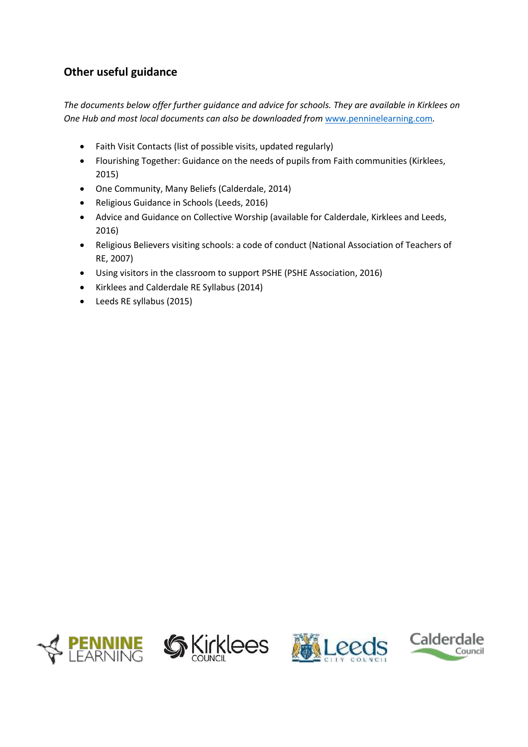## Other useful guidance

*The documents below offer further guidance and advice for schools. They are available in Kirklees on One Hub and most local documents can also be downloaded from* [www.penninelearning.com](http://www.penninelearning.com)*.*

- Faith Visit Contacts (list of possible visits, updated regularly)
- Flourishing Together: Guidance on the needs of pupils from Faith communities (Kirklees, 2015)
- One Community, Many Beliefs (Calderdale, 2014)
- Religious Guidance in Schools (Leeds, 2016)
- Advice and Guidance on Collective Worship (available for Calderdale, Kirklees and Leeds, 2016)
- Religious Believers visiting schools: a code of conduct (National Association of Teachers of RE, 2007)
- Using visitors in the classroom to support PSHE (PSHE Association, 2016)
- Kirklees and Calderdale RE Syllabus (2014)
- Leeds RE syllabus (2015)